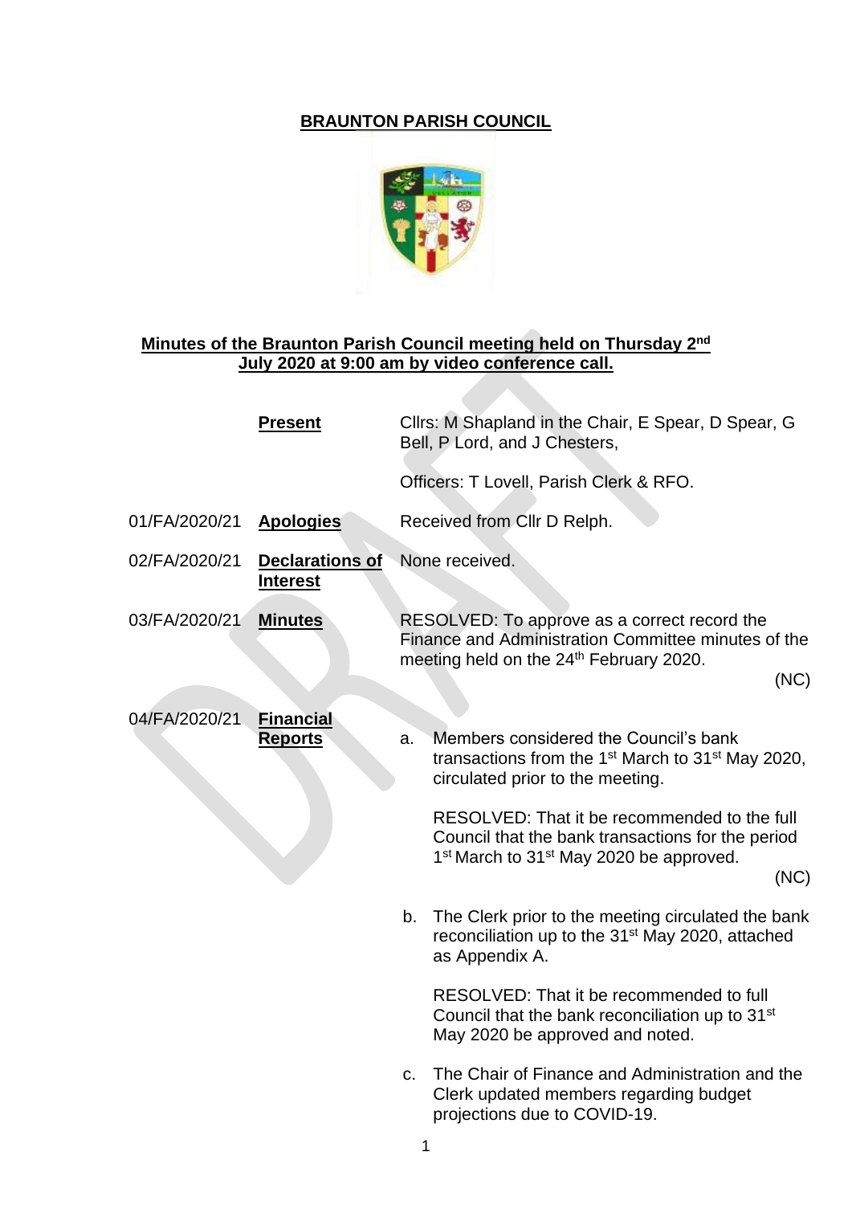# BRAUNTON PARISH COUNCIL

## Minutes of the Braunton Parish Council meeting held on Thursday 2nd July 2020 at 9:00 am by video conference call.

**Present**

Cllrs: M Shapland in the Chair, E Spear, D Spear, G Bell, P Lord, and J Chesters,

Officers: T Lovell, Parish Clerk & RFO.

01/FA/2020/21 **Apologies**

Received from Cllr D Relph.

02/FA/2020/21 **Declarations of Interest**

None received.

03/FA/2020/21 **Minutes**

RESOLVED: To approve as a correct record the Finance and Administration Committee minutes of the meeting held on the 24th February 2020.

(NC)

04/FA/2020/21 **Financial Reports**

a. Members considered the Council's bank transactions from the 1st March to 31st May 2020, circulated prior to the meeting.

   RESOLVED: That it be recommended to the full Council that the bank transactions for the period 1st March to 31st May 2020 be approved.

   (NC)

b. The Clerk prior to the meeting circulated the bank reconciliation up to the 31st May 2020, attached as Appendix A.

   RESOLVED: That it be recommended to full Council that the bank reconciliation up to 31st May 2020 be approved and noted.

c. The Chair of Finance and Administration and the Clerk updated members regarding budget projections due to COVID-19.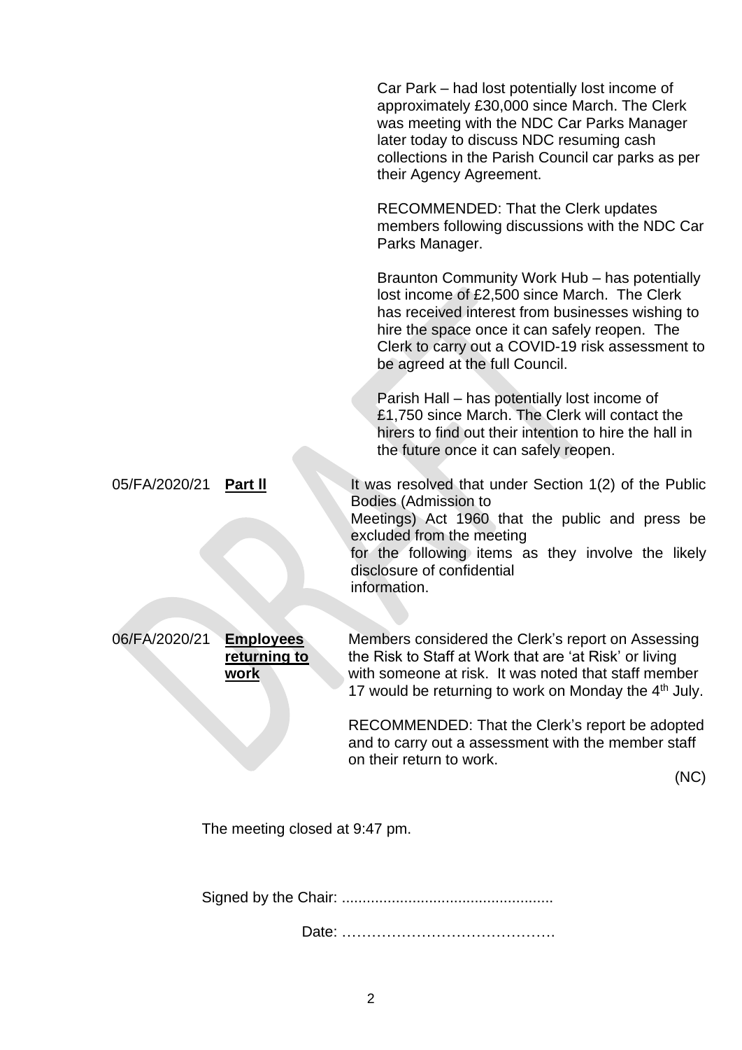Car Park – had lost potentially lost income of approximately £30,000 since March. The Clerk was meeting with the NDC Car Parks Manager later today to discuss NDC resuming cash collections in the Parish Council car parks as per their Agency Agreement.

RECOMMENDED: That the Clerk updates members following discussions with the NDC Car Parks Manager.

Braunton Community Work Hub – has potentially lost income of £2,500 since March. The Clerk has received interest from businesses wishing to hire the space once it can safely reopen. The Clerk to carry out a COVID-19 risk assessment to be agreed at the full Council.

Parish Hall – has potentially lost income of £1,750 since March. The Clerk will contact the hirers to find out their intention to hire the hall in the future once it can safely reopen.

05/FA/2020/21 **Part ll**

It was resolved that under Section 1(2) of the Public Bodies (Admission to Meetings) Act 1960 that the public and press be excluded from the meeting for the following items as they involve the likely disclosure of confidential information.

06/FA/2020/21 **Employees returning to work**

Members considered the Clerk's report on Assessing the Risk to Staff at Work that are 'at Risk' or living with someone at risk. It was noted that staff member 17 would be returning to work on Monday the 4th July.

RECOMMENDED: That the Clerk's report be adopted and to carry out a assessment with the member staff on their return to work.

(NC)

The meeting closed at 9:47 pm.

Signed by the Chair: ...................................................

Date: …………………………………….